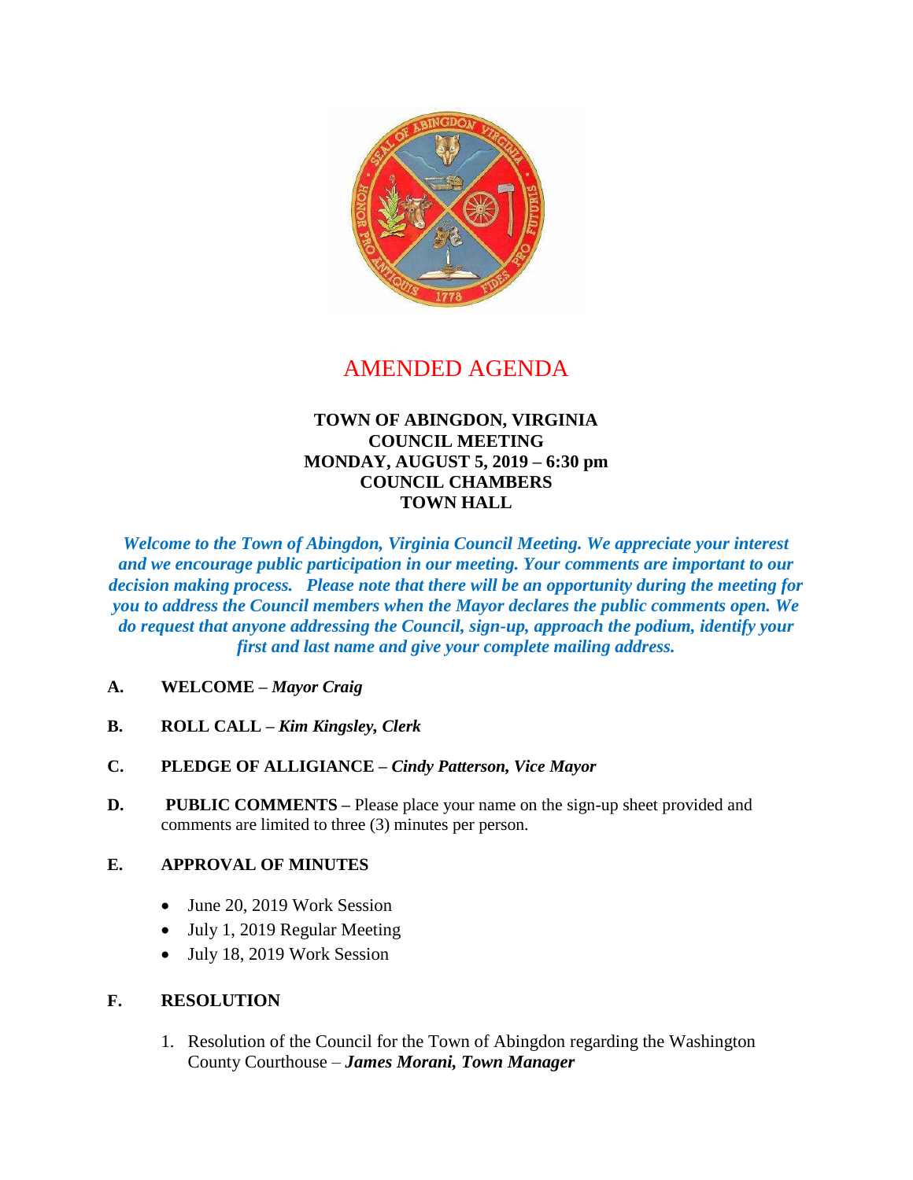# AMENDED AGENDA

**TOWN OF ABINGDON, VIRGINIA**
**COUNCIL MEETING**
**MONDAY, AUGUST 5, 2019 – 6:30 pm**
**COUNCIL CHAMBERS**
**TOWN HALL**

***Welcome to the Town of Abingdon, Virginia Council Meeting. We appreciate your interest and we encourage public participation in our meeting. Your comments are important to our decision making process. Please note that there will be an opportunity during the meeting for you to address the Council members when the Mayor declares the public comments open. We do request that anyone addressing the Council, sign-up, approach the podium, identify your first and last name and give your complete mailing address.***

**A. WELCOME –** ***Mayor Craig***

**B. ROLL CALL –** ***Kim Kingsley, Clerk***

**C. PLEDGE OF ALLIGIANCE –** ***Cindy Patterson, Vice Mayor***

**D. PUBLIC COMMENTS –** Please place your name on the sign-up sheet provided and comments are limited to three (3) minutes per person.

**E. APPROVAL OF MINUTES**

- June 20, 2019 Work Session
- July 1, 2019 Regular Meeting
- July 18, 2019 Work Session

**F. RESOLUTION**

1. Resolution of the Council for the Town of Abingdon regarding the Washington County Courthouse – ***James Morani, Town Manager***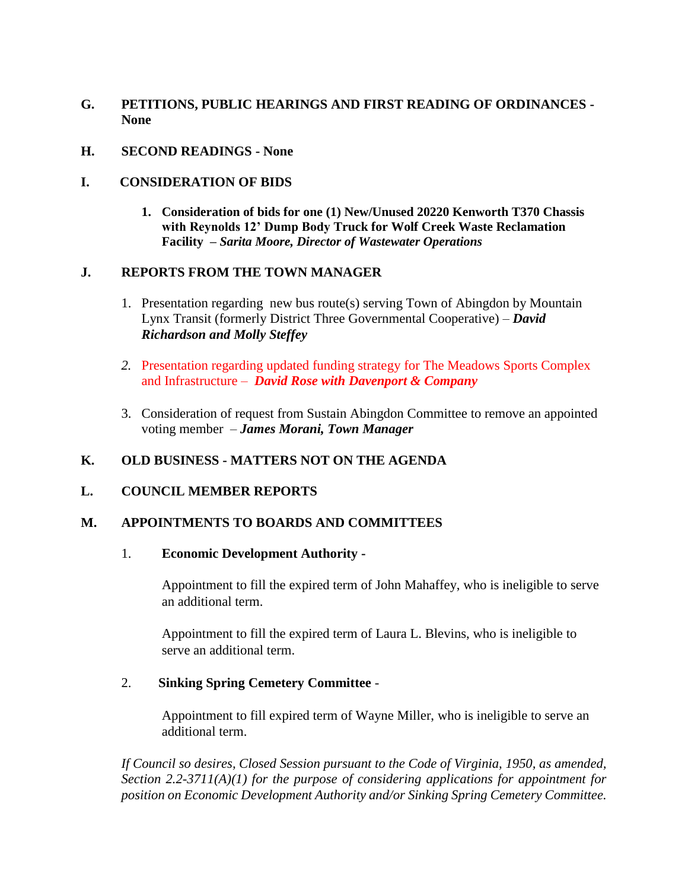## G. PETITIONS, PUBLIC HEARINGS AND FIRST READING OF ORDINANCES - None

## H. SECOND READINGS - None

## I. CONSIDERATION OF BIDS

1. **Consideration of bids for one (1) New/Unused 20220 Kenworth T370 Chassis with Reynolds 12' Dump Body Truck for Wolf Creek Waste Reclamation Facility – *Sarita Moore, Director of Wastewater Operations***

## J. REPORTS FROM THE TOWN MANAGER

1. Presentation regarding new bus route(s) serving Town of Abingdon by Mountain Lynx Transit (formerly District Three Governmental Cooperative) – ***David Richardson and Molly Steffey***

2. Presentation regarding updated funding strategy for The Meadows Sports Complex and Infrastructure – ***David Rose with Davenport & Company***

3. Consideration of request from Sustain Abingdon Committee to remove an appointed voting member – ***James Morani, Town Manager***

## K. OLD BUSINESS - MATTERS NOT ON THE AGENDA

## L. COUNCIL MEMBER REPORTS

## M. APPOINTMENTS TO BOARDS AND COMMITTEES

1. **Economic Development Authority -**

   Appointment to fill the expired term of John Mahaffey, who is ineligible to serve an additional term.

   Appointment to fill the expired term of Laura L. Blevins, who is ineligible to serve an additional term.

2. **Sinking Spring Cemetery Committee** -

   Appointment to fill expired term of Wayne Miller, who is ineligible to serve an additional term.

*If Council so desires, Closed Session pursuant to the Code of Virginia, 1950, as amended, Section 2.2-3711(A)(1) for the purpose of considering applications for appointment for position on Economic Development Authority and/or Sinking Spring Cemetery Committee.*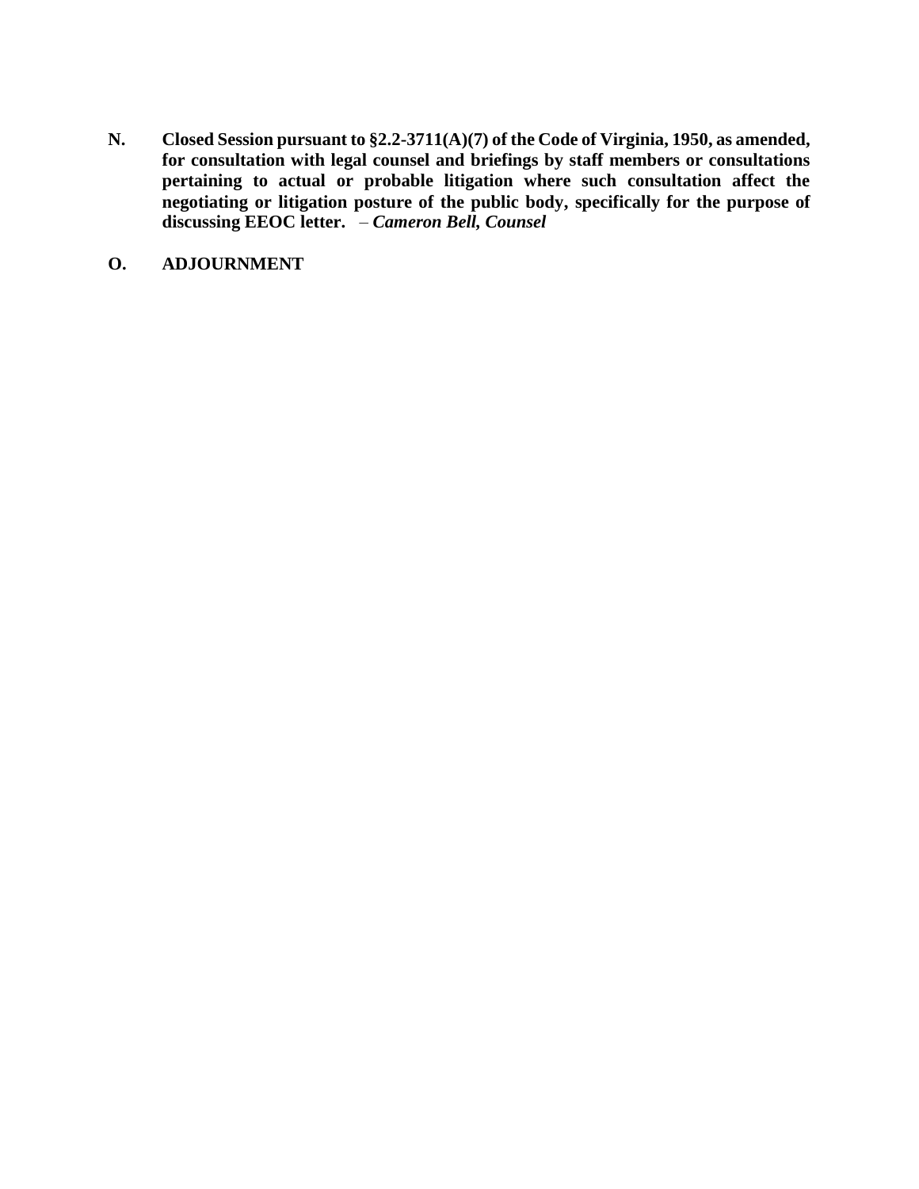**N. Closed Session pursuant to §2.2-3711(A)(7) of the Code of Virginia, 1950, as amended, for consultation with legal counsel and briefings by staff members or consultations pertaining to actual or probable litigation where such consultation affect the negotiating or litigation posture of the public body, specifically for the purpose of discussing EEOC letter.** – ***Cameron Bell, Counsel***

**O. ADJOURNMENT**